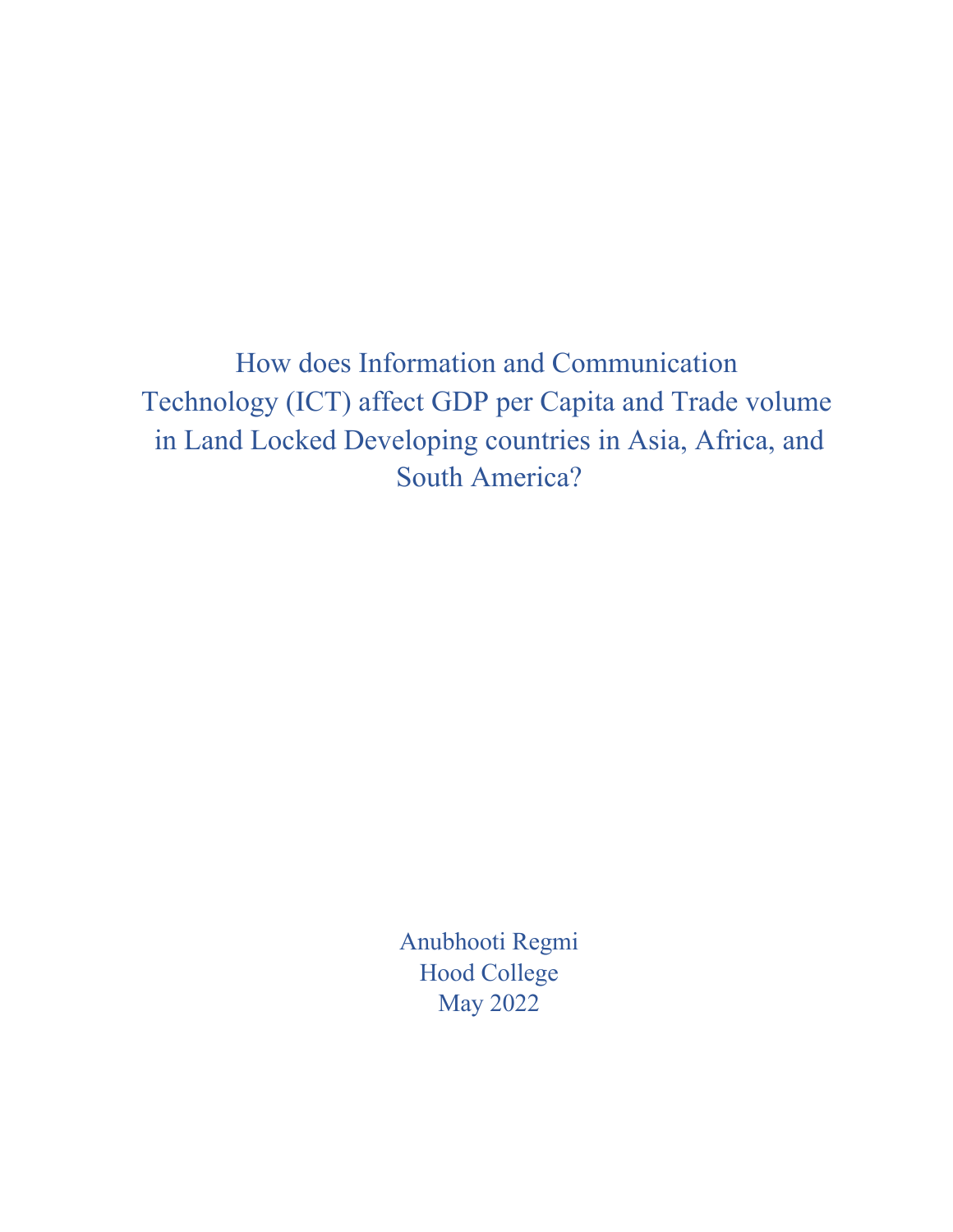# How does Information and Communication Technology (ICT) affect GDP per Capita and Trade volume in Land Locked Developing countries in Asia, Africa, and South America?

Anubhooti Regmi
Hood College
May 2022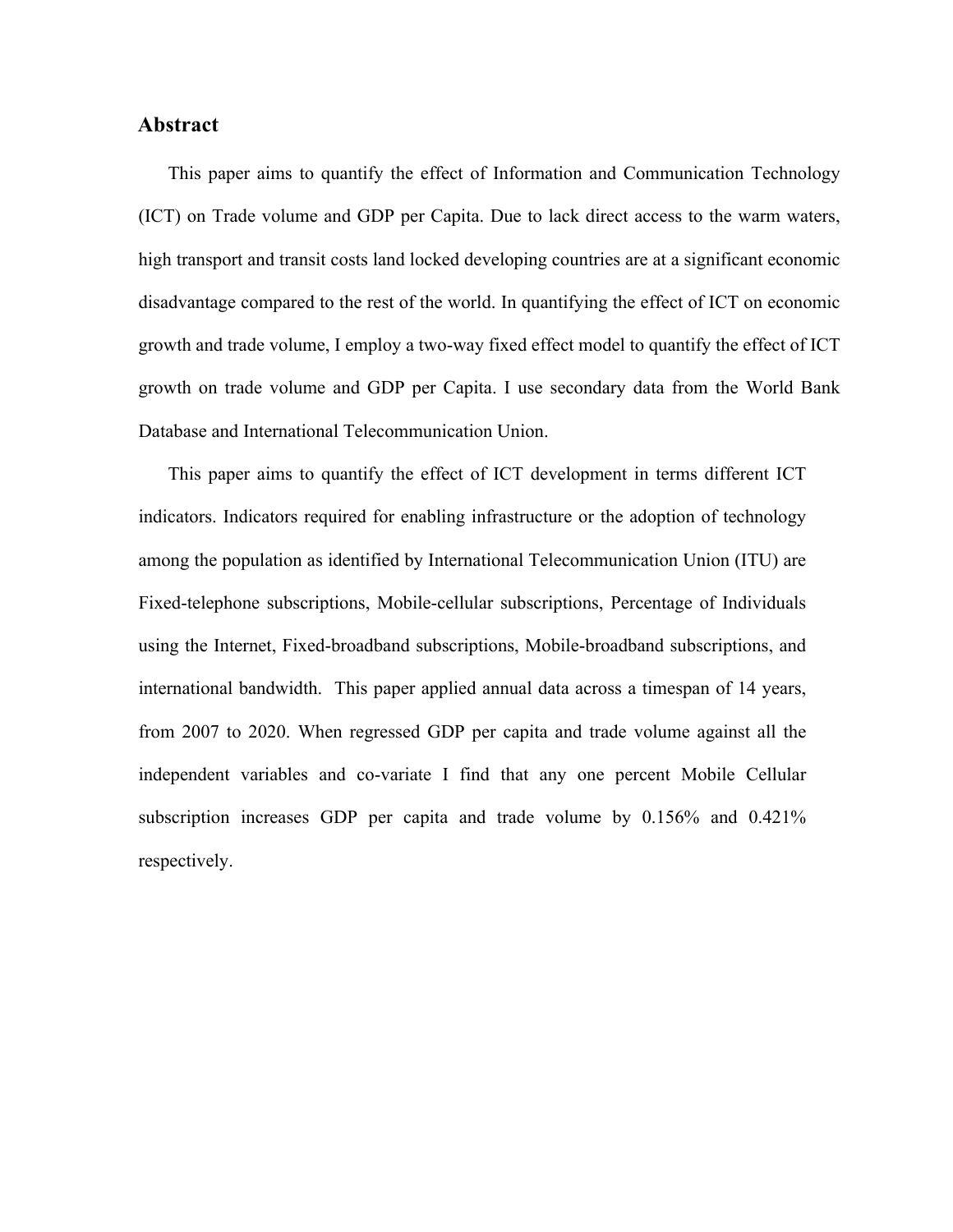## Abstract

This paper aims to quantify the effect of Information and Communication Technology (ICT) on Trade volume and GDP per Capita. Due to lack direct access to the warm waters, high transport and transit costs land locked developing countries are at a significant economic disadvantage compared to the rest of the world. In quantifying the effect of ICT on economic growth and trade volume, I employ a two-way fixed effect model to quantify the effect of ICT growth on trade volume and GDP per Capita. I use secondary data from the World Bank Database and International Telecommunication Union.

This paper aims to quantify the effect of ICT development in terms different ICT indicators. Indicators required for enabling infrastructure or the adoption of technology among the population as identified by International Telecommunication Union (ITU) are Fixed-telephone subscriptions, Mobile-cellular subscriptions, Percentage of Individuals using the Internet, Fixed-broadband subscriptions, Mobile-broadband subscriptions, and international bandwidth. This paper applied annual data across a timespan of 14 years, from 2007 to 2020. When regressed GDP per capita and trade volume against all the independent variables and co-variate I find that any one percent Mobile Cellular subscription increases GDP per capita and trade volume by 0.156% and 0.421% respectively.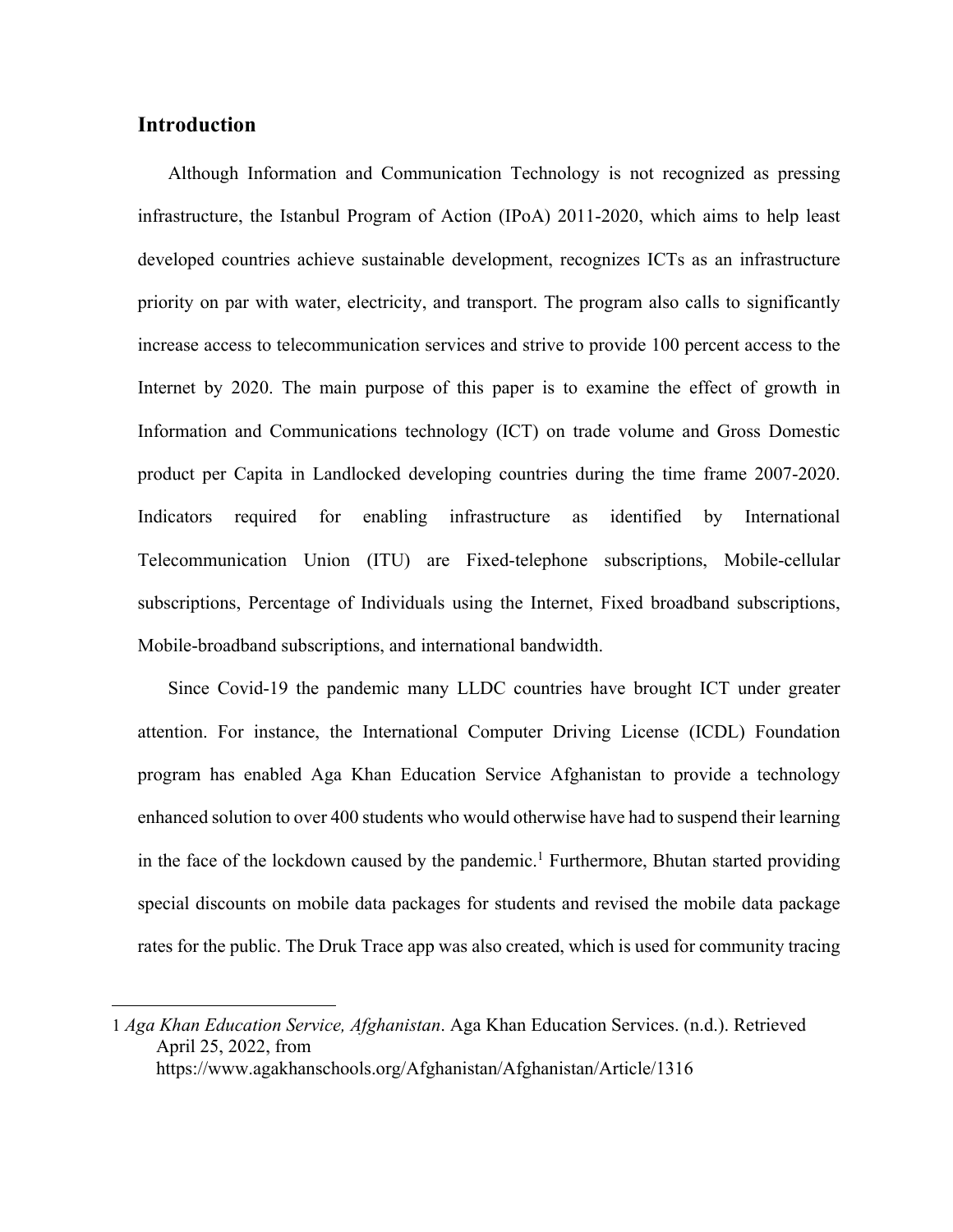## Introduction

Although Information and Communication Technology is not recognized as pressing infrastructure, the Istanbul Program of Action (IPoA) 2011-2020, which aims to help least developed countries achieve sustainable development, recognizes ICTs as an infrastructure priority on par with water, electricity, and transport. The program also calls to significantly increase access to telecommunication services and strive to provide 100 percent access to the Internet by 2020. The main purpose of this paper is to examine the effect of growth in Information and Communications technology (ICT) on trade volume and Gross Domestic product per Capita in Landlocked developing countries during the time frame 2007-2020. Indicators required for enabling infrastructure as identified by International Telecommunication Union (ITU) are Fixed-telephone subscriptions, Mobile-cellular subscriptions, Percentage of Individuals using the Internet, Fixed broadband subscriptions, Mobile-broadband subscriptions, and international bandwidth.

Since Covid-19 the pandemic many LLDC countries have brought ICT under greater attention. For instance, the International Computer Driving License (ICDL) Foundation program has enabled Aga Khan Education Service Afghanistan to provide a technology enhanced solution to over 400 students who would otherwise have had to suspend their learning in the face of the lockdown caused by the pandemic.[1] Furthermore, Bhutan started providing special discounts on mobile data packages for students and revised the mobile data package rates for the public. The Druk Trace app was also created, which is used for community tracing

---

1 *Aga Khan Education Service, Afghanistan*. Aga Khan Education Services. (n.d.). Retrieved April 25, 2022, from https://www.agakhanschools.org/Afghanistan/Afghanistan/Article/1316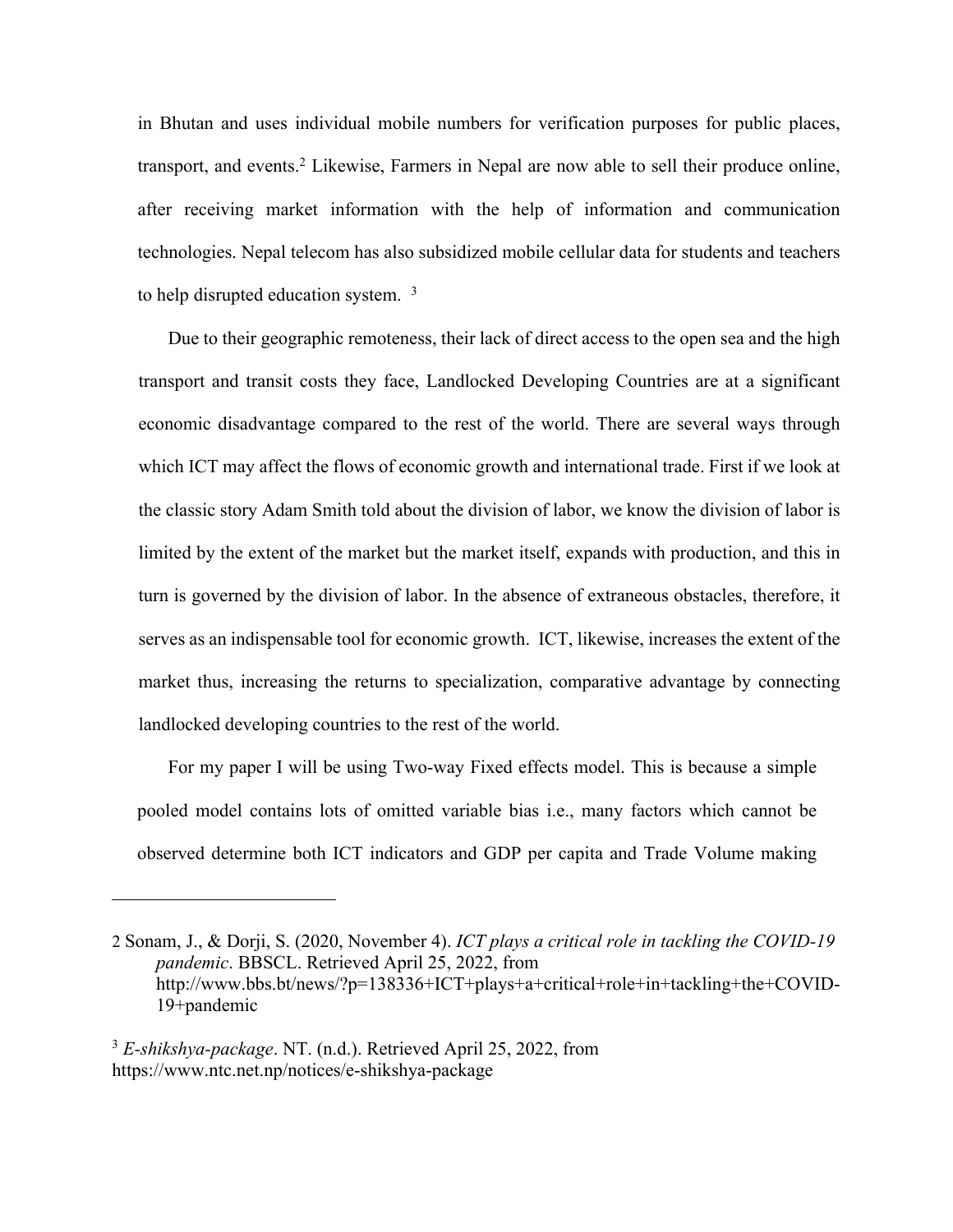in Bhutan and uses individual mobile numbers for verification purposes for public places, transport, and events.[2] Likewise, Farmers in Nepal are now able to sell their produce online, after receiving market information with the help of information and communication technologies. Nepal telecom has also subsidized mobile cellular data for students and teachers to help disrupted education system. [3]

Due to their geographic remoteness, their lack of direct access to the open sea and the high transport and transit costs they face, Landlocked Developing Countries are at a significant economic disadvantage compared to the rest of the world. There are several ways through which ICT may affect the flows of economic growth and international trade. First if we look at the classic story Adam Smith told about the division of labor, we know the division of labor is limited by the extent of the market but the market itself, expands with production, and this in turn is governed by the division of labor. In the absence of extraneous obstacles, therefore, it serves as an indispensable tool for economic growth. ICT, likewise, increases the extent of the market thus, increasing the returns to specialization, comparative advantage by connecting landlocked developing countries to the rest of the world.

For my paper I will be using Two-way Fixed effects model. This is because a simple pooled model contains lots of omitted variable bias i.e., many factors which cannot be observed determine both ICT indicators and GDP per capita and Trade Volume making

---

2 Sonam, J., & Dorji, S. (2020, November 4). *ICT plays a critical role in tackling the COVID-19 pandemic*. BBSCL. Retrieved April 25, 2022, from http://www.bbs.bt/news/?p=138336+ICT+plays+a+critical+role+in+tackling+the+COVID-19+pandemic

3 *E-shikshya-package*. NT. (n.d.). Retrieved April 25, 2022, from https://www.ntc.net.np/notices/e-shikshya-package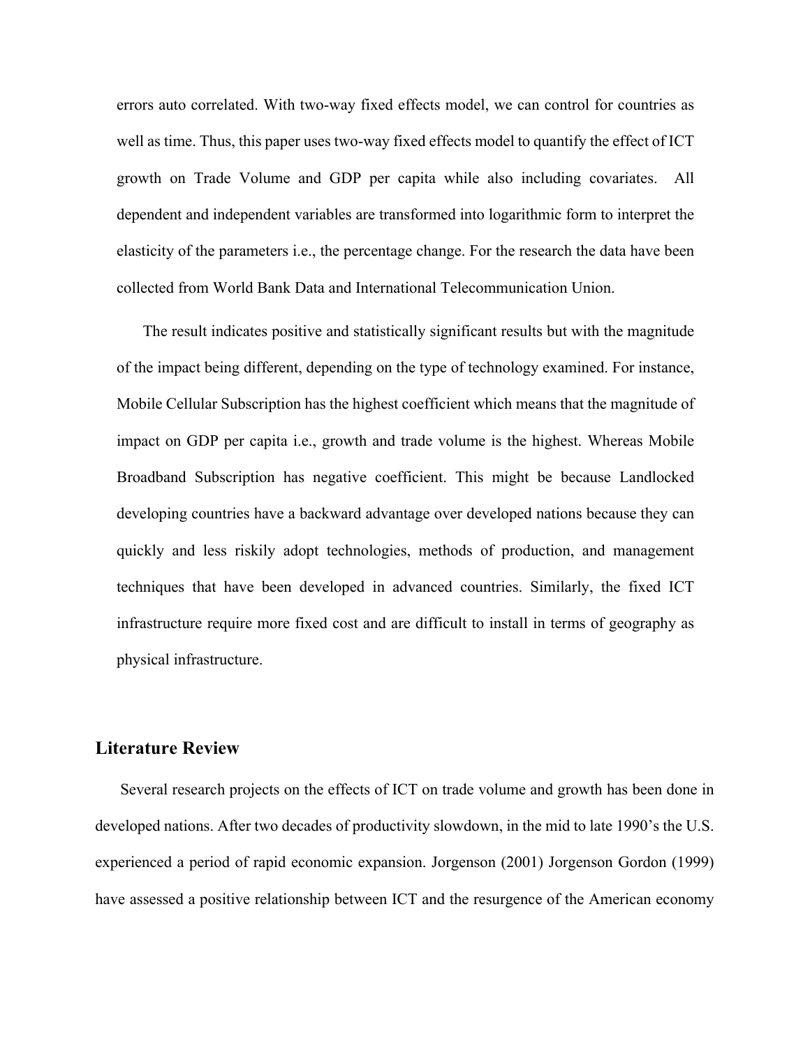errors auto correlated. With two-way fixed effects model, we can control for countries as well as time. Thus, this paper uses two-way fixed effects model to quantify the effect of ICT growth on Trade Volume and GDP per capita while also including covariates. All dependent and independent variables are transformed into logarithmic form to interpret the elasticity of the parameters i.e., the percentage change. For the research the data have been collected from World Bank Data and International Telecommunication Union.

The result indicates positive and statistically significant results but with the magnitude of the impact being different, depending on the type of technology examined. For instance, Mobile Cellular Subscription has the highest coefficient which means that the magnitude of impact on GDP per capita i.e., growth and trade volume is the highest. Whereas Mobile Broadband Subscription has negative coefficient. This might be because Landlocked developing countries have a backward advantage over developed nations because they can quickly and less riskily adopt technologies, methods of production, and management techniques that have been developed in advanced countries. Similarly, the fixed ICT infrastructure require more fixed cost and are difficult to install in terms of geography as physical infrastructure.

## Literature Review

Several research projects on the effects of ICT on trade volume and growth has been done in developed nations. After two decades of productivity slowdown, in the mid to late 1990's the U.S. experienced a period of rapid economic expansion. Jorgenson (2001) Jorgenson Gordon (1999) have assessed a positive relationship between ICT and the resurgence of the American economy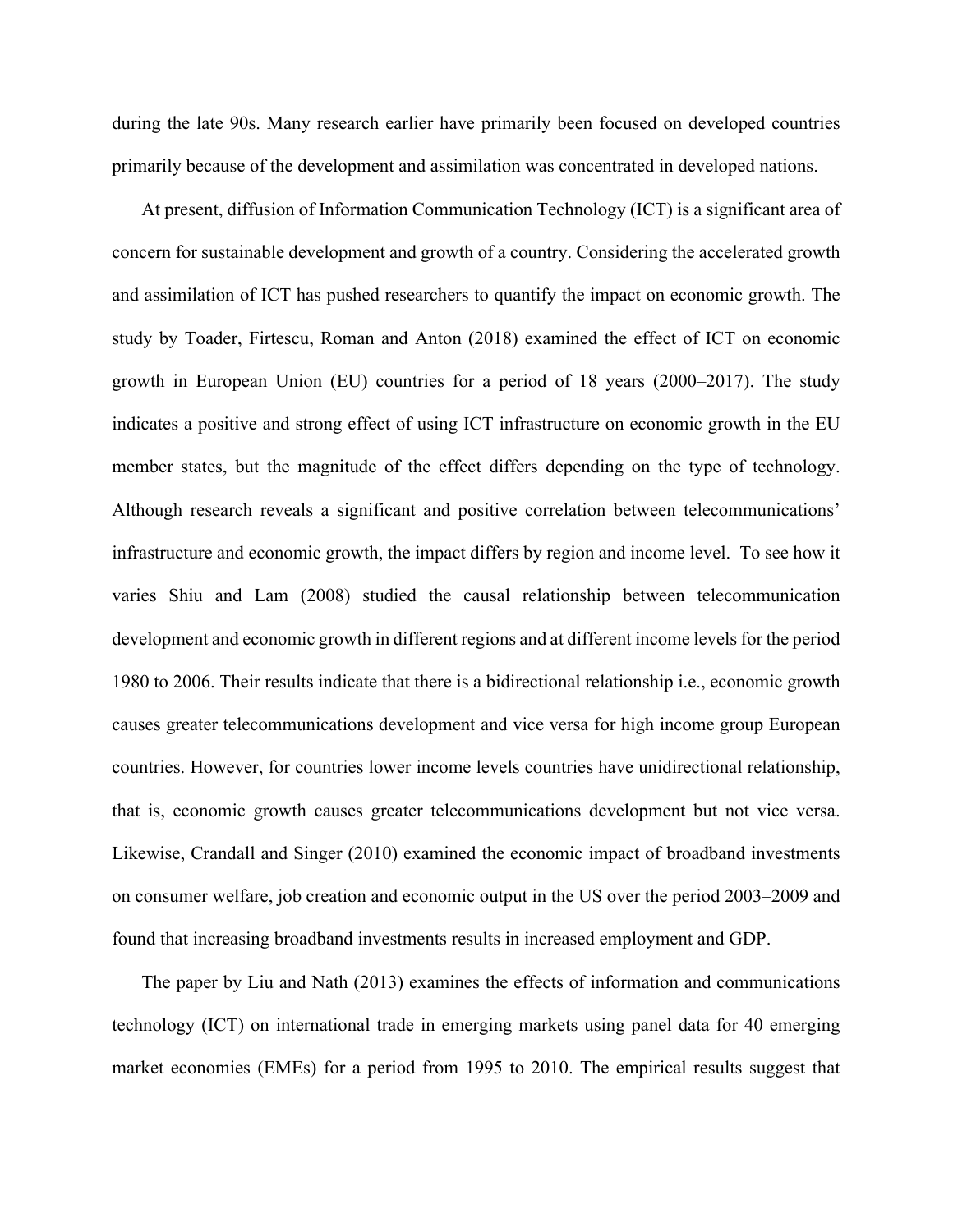during the late 90s. Many research earlier have primarily been focused on developed countries primarily because of the development and assimilation was concentrated in developed nations.

At present, diffusion of Information Communication Technology (ICT) is a significant area of concern for sustainable development and growth of a country. Considering the accelerated growth and assimilation of ICT has pushed researchers to quantify the impact on economic growth. The study by Toader, Firtescu, Roman and Anton (2018) examined the effect of ICT on economic growth in European Union (EU) countries for a period of 18 years (2000–2017). The study indicates a positive and strong effect of using ICT infrastructure on economic growth in the EU member states, but the magnitude of the effect differs depending on the type of technology. Although research reveals a significant and positive correlation between telecommunications' infrastructure and economic growth, the impact differs by region and income level. To see how it varies Shiu and Lam (2008) studied the causal relationship between telecommunication development and economic growth in different regions and at different income levels for the period 1980 to 2006. Their results indicate that there is a bidirectional relationship i.e., economic growth causes greater telecommunications development and vice versa for high income group European countries. However, for countries lower income levels countries have unidirectional relationship, that is, economic growth causes greater telecommunications development but not vice versa. Likewise, Crandall and Singer (2010) examined the economic impact of broadband investments on consumer welfare, job creation and economic output in the US over the period 2003–2009 and found that increasing broadband investments results in increased employment and GDP.

The paper by Liu and Nath (2013) examines the effects of information and communications technology (ICT) on international trade in emerging markets using panel data for 40 emerging market economies (EMEs) for a period from 1995 to 2010. The empirical results suggest that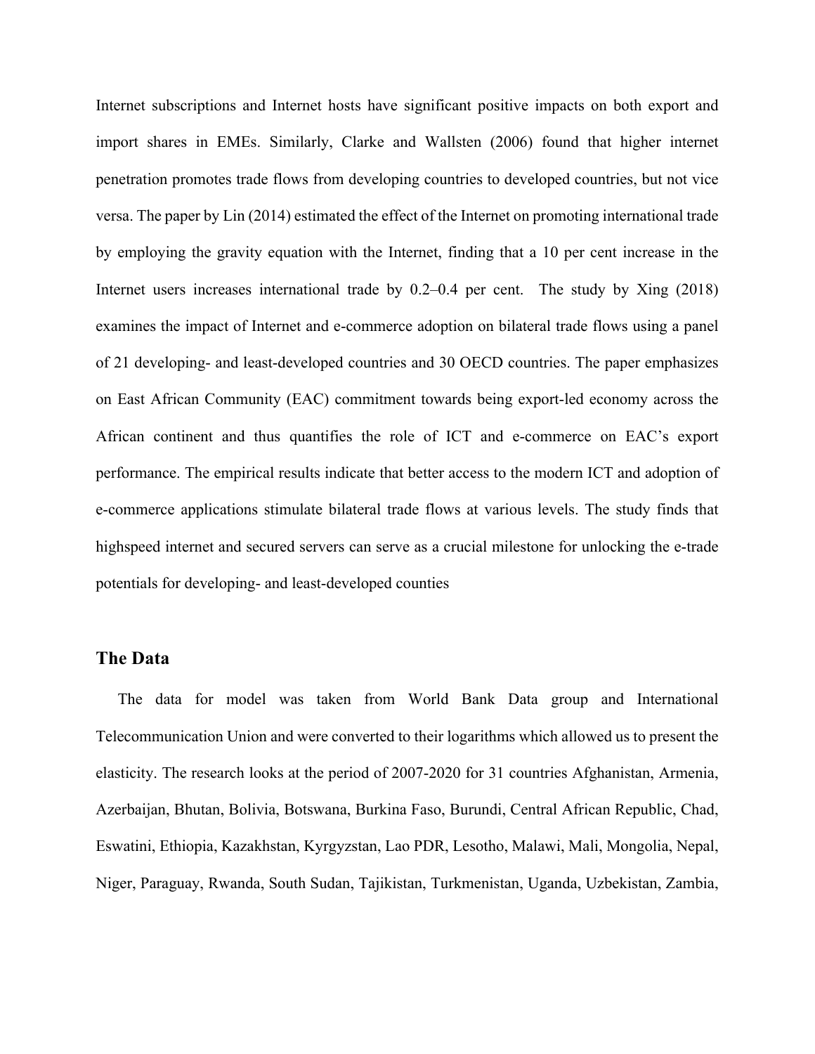Internet subscriptions and Internet hosts have significant positive impacts on both export and import shares in EMEs. Similarly, Clarke and Wallsten (2006) found that higher internet penetration promotes trade flows from developing countries to developed countries, but not vice versa. The paper by Lin (2014) estimated the effect of the Internet on promoting international trade by employing the gravity equation with the Internet, finding that a 10 per cent increase in the Internet users increases international trade by 0.2–0.4 per cent. The study by Xing (2018) examines the impact of Internet and e-commerce adoption on bilateral trade flows using a panel of 21 developing- and least-developed countries and 30 OECD countries. The paper emphasizes on East African Community (EAC) commitment towards being export-led economy across the African continent and thus quantifies the role of ICT and e-commerce on EAC's export performance. The empirical results indicate that better access to the modern ICT and adoption of e-commerce applications stimulate bilateral trade flows at various levels. The study finds that highspeed internet and secured servers can serve as a crucial milestone for unlocking the e-trade potentials for developing- and least-developed counties

## The Data

The data for model was taken from World Bank Data group and International Telecommunication Union and were converted to their logarithms which allowed us to present the elasticity. The research looks at the period of 2007-2020 for 31 countries Afghanistan, Armenia, Azerbaijan, Bhutan, Bolivia, Botswana, Burkina Faso, Burundi, Central African Republic, Chad, Eswatini, Ethiopia, Kazakhstan, Kyrgyzstan, Lao PDR, Lesotho, Malawi, Mali, Mongolia, Nepal, Niger, Paraguay, Rwanda, South Sudan, Tajikistan, Turkmenistan, Uganda, Uzbekistan, Zambia,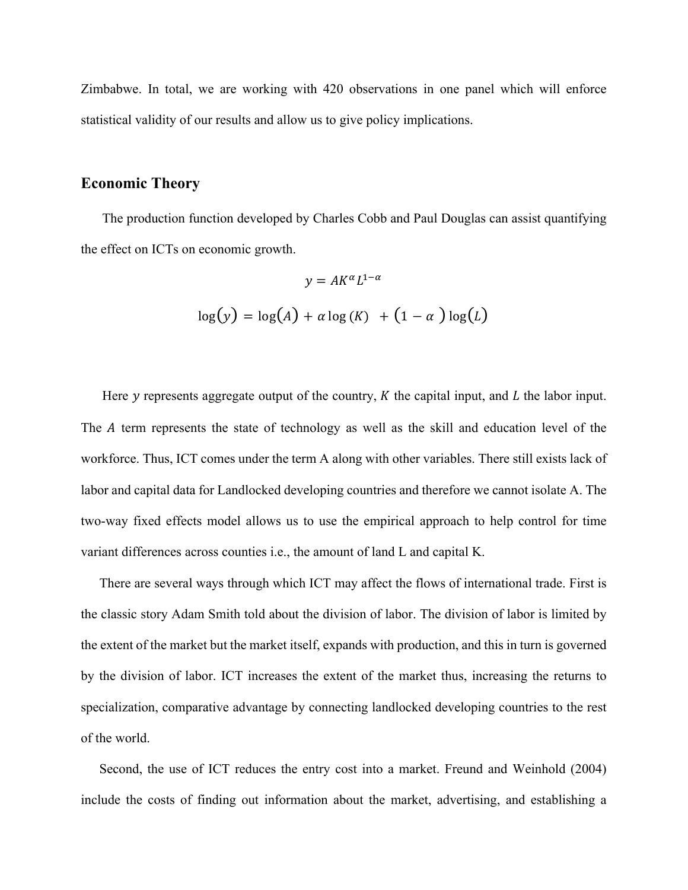Zimbabwe. In total, we are working with 420 observations in one panel which will enforce statistical validity of our results and allow us to give policy implications.

## Economic Theory

The production function developed by Charles Cobb and Paul Douglas can assist quantifying the effect on ICTs on economic growth.

$$y = AK^{\alpha}L^{1-\alpha}$$

$$\log(y) = \log(A) + \alpha \log(K) + (1 - \alpha) \log(L)$$

Here $y$ represents aggregate output of the country, $K$ the capital input, and $L$ the labor input. The $A$ term represents the state of technology as well as the skill and education level of the workforce. Thus, ICT comes under the term A along with other variables. There still exists lack of labor and capital data for Landlocked developing countries and therefore we cannot isolate A. The two-way fixed effects model allows us to use the empirical approach to help control for time variant differences across counties i.e., the amount of land L and capital K.

There are several ways through which ICT may affect the flows of international trade. First is the classic story Adam Smith told about the division of labor. The division of labor is limited by the extent of the market but the market itself, expands with production, and this in turn is governed by the division of labor. ICT increases the extent of the market thus, increasing the returns to specialization, comparative advantage by connecting landlocked developing countries to the rest of the world.

Second, the use of ICT reduces the entry cost into a market. Freund and Weinhold (2004) include the costs of finding out information about the market, advertising, and establishing a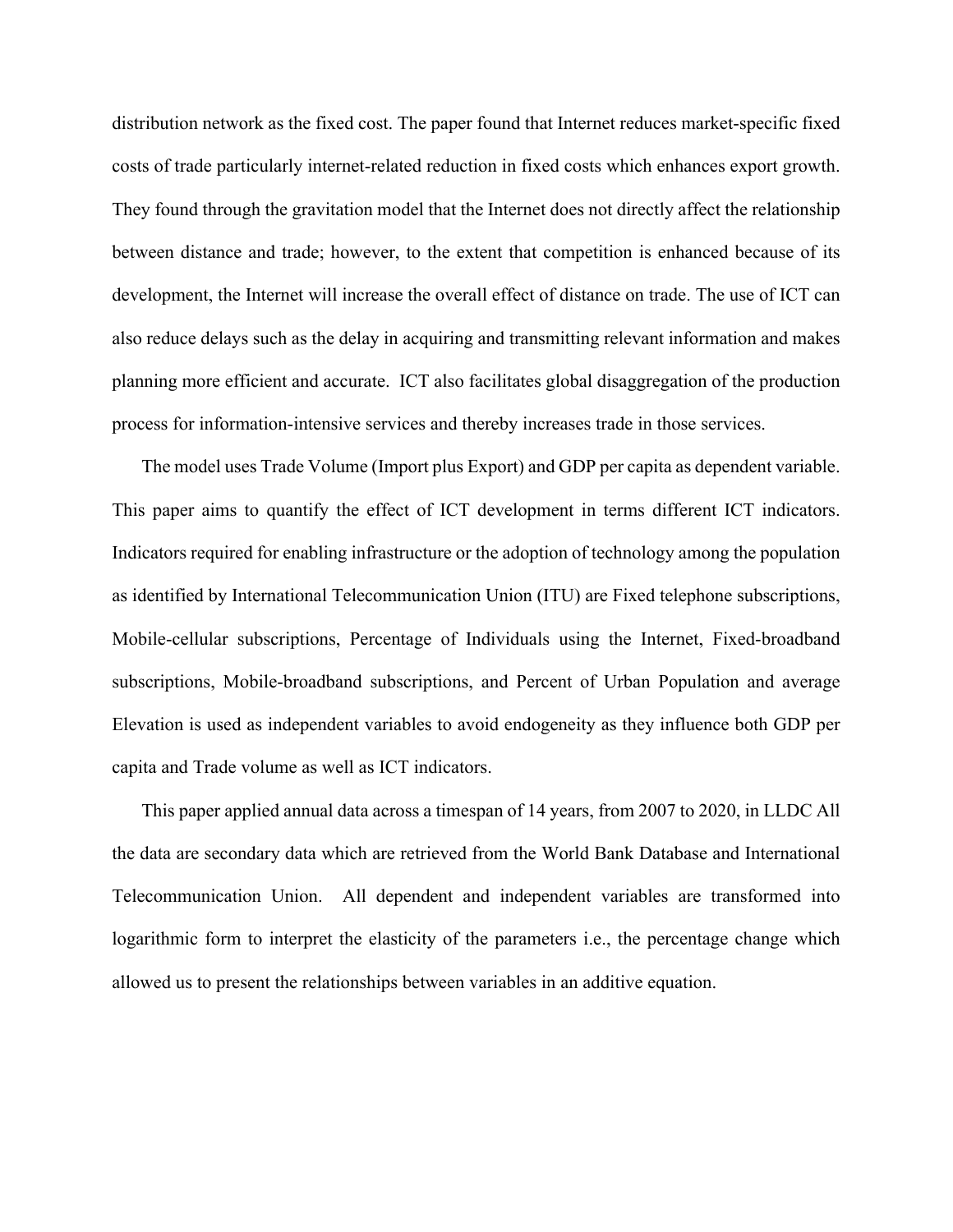distribution network as the fixed cost. The paper found that Internet reduces market-specific fixed costs of trade particularly internet-related reduction in fixed costs which enhances export growth. They found through the gravitation model that the Internet does not directly affect the relationship between distance and trade; however, to the extent that competition is enhanced because of its development, the Internet will increase the overall effect of distance on trade. The use of ICT can also reduce delays such as the delay in acquiring and transmitting relevant information and makes planning more efficient and accurate. ICT also facilitates global disaggregation of the production process for information-intensive services and thereby increases trade in those services.

The model uses Trade Volume (Import plus Export) and GDP per capita as dependent variable. This paper aims to quantify the effect of ICT development in terms different ICT indicators. Indicators required for enabling infrastructure or the adoption of technology among the population as identified by International Telecommunication Union (ITU) are Fixed telephone subscriptions, Mobile-cellular subscriptions, Percentage of Individuals using the Internet, Fixed-broadband subscriptions, Mobile-broadband subscriptions, and Percent of Urban Population and average Elevation is used as independent variables to avoid endogeneity as they influence both GDP per capita and Trade volume as well as ICT indicators.

This paper applied annual data across a timespan of 14 years, from 2007 to 2020, in LLDC All the data are secondary data which are retrieved from the World Bank Database and International Telecommunication Union. All dependent and independent variables are transformed into logarithmic form to interpret the elasticity of the parameters i.e., the percentage change which allowed us to present the relationships between variables in an additive equation.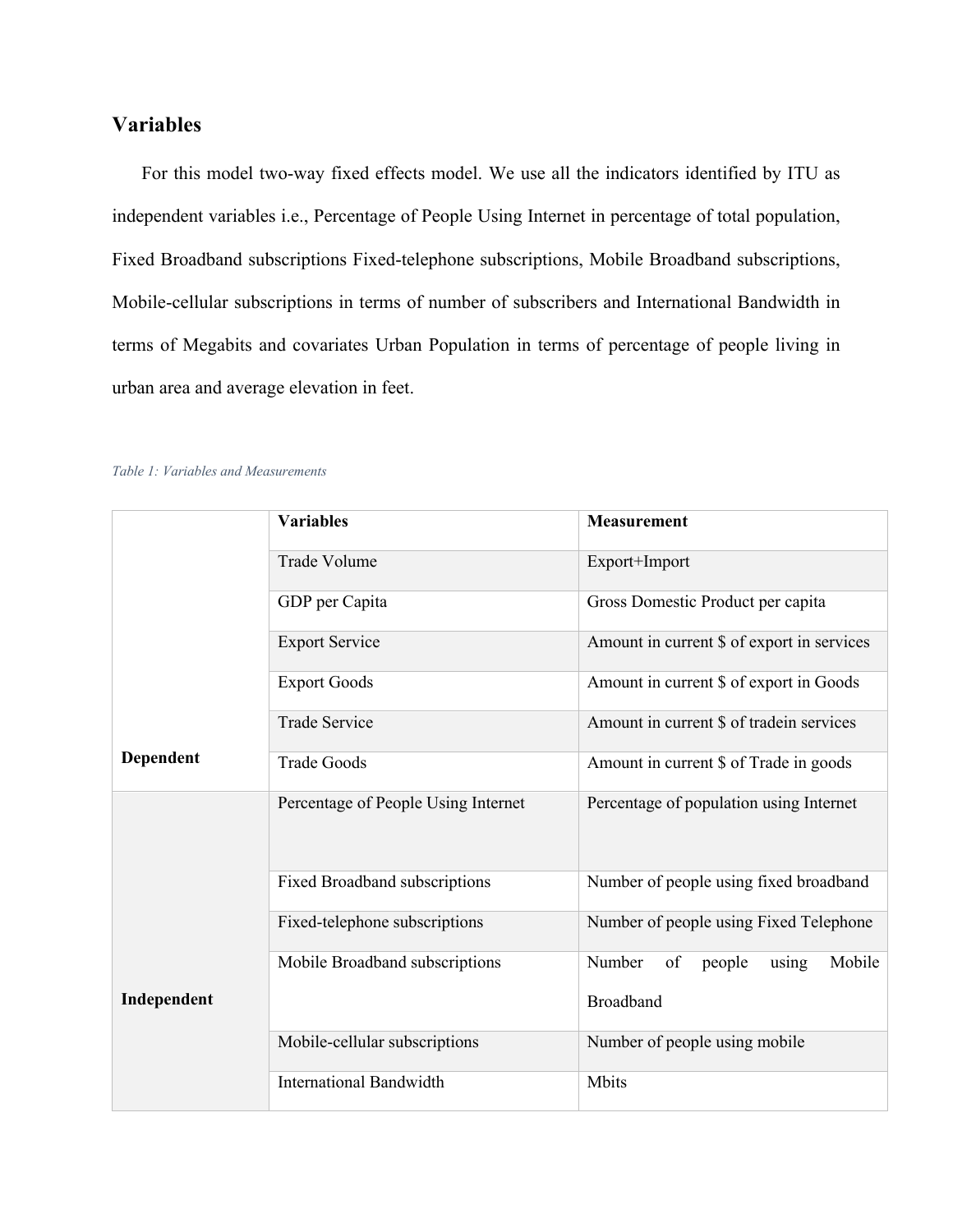## Variables

For this model two-way fixed effects model. We use all the indicators identified by ITU as independent variables i.e., Percentage of People Using Internet in percentage of total population, Fixed Broadband subscriptions Fixed-telephone subscriptions, Mobile Broadband subscriptions, Mobile-cellular subscriptions in terms of number of subscribers and International Bandwidth in terms of Megabits and covariates Urban Population in terms of percentage of people living in urban area and average elevation in feet.

*Table 1: Variables and Measurements*

| | **Variables** | **Measurement** |
|---|---|---|
| **Dependent** | Trade Volume | Export+Import |
| | GDP per Capita | Gross Domestic Product per capita |
| | Export Service | Amount in current $ of export in services |
| | Export Goods | Amount in current $ of export in Goods |
| | Trade Service | Amount in current $ of tradein services |
| | Trade Goods | Amount in current $ of Trade in goods |
| **Independent** | Percentage of People Using Internet | Percentage of population using Internet |
| | Fixed Broadband subscriptions | Number of people using fixed broadband |
| | Fixed-telephone subscriptions | Number of people using Fixed Telephone |
| | Mobile Broadband subscriptions | Number of people using Mobile Broadband |
| | Mobile-cellular subscriptions | Number of people using mobile |
| | International Bandwidth | Mbits |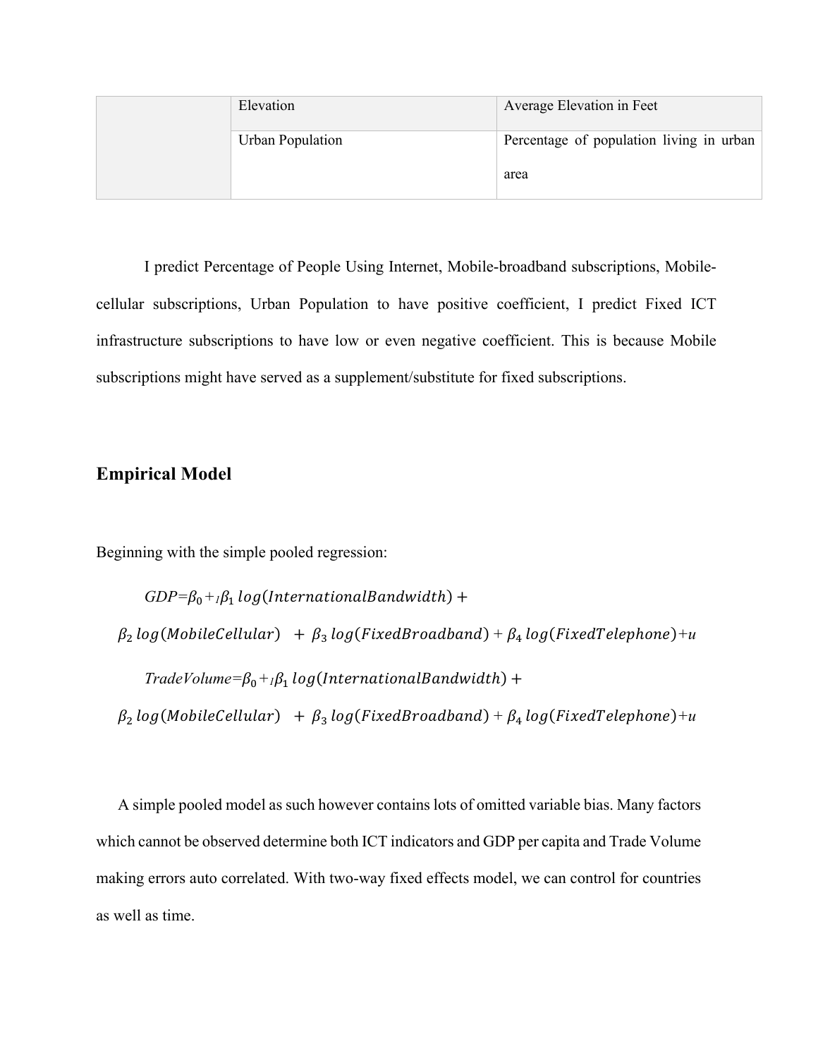| | Elevation | Average Elevation in Feet |
|---|---|---|
| | Urban Population | Percentage of population living in urban area |

I predict Percentage of People Using Internet, Mobile-broadband subscriptions, Mobile-cellular subscriptions, Urban Population to have positive coefficient, I predict Fixed ICT infrastructure subscriptions to have low or even negative coefficient. This is because Mobile subscriptions might have served as a supplement/substitute for fixed subscriptions.

## Empirical Model

Beginning with the simple pooled regression:

$$GDP = \beta_0 + {}_1\beta_1 \log(InternationalBandwidth) + \beta_2 \log(MobileCellular) + \beta_3 \log(FixedBroadband) + \beta_4 \log(FixedTelephone) + u$$

$$TradeVolume = \beta_0 + {}_1\beta_1 \log(InternationalBandwidth) + \beta_2 \log(MobileCellular) + \beta_3 \log(FixedBroadband) + \beta_4 \log(FixedTelephone) + u$$

A simple pooled model as such however contains lots of omitted variable bias. Many factors which cannot be observed determine both ICT indicators and GDP per capita and Trade Volume making errors auto correlated. With two-way fixed effects model, we can control for countries as well as time.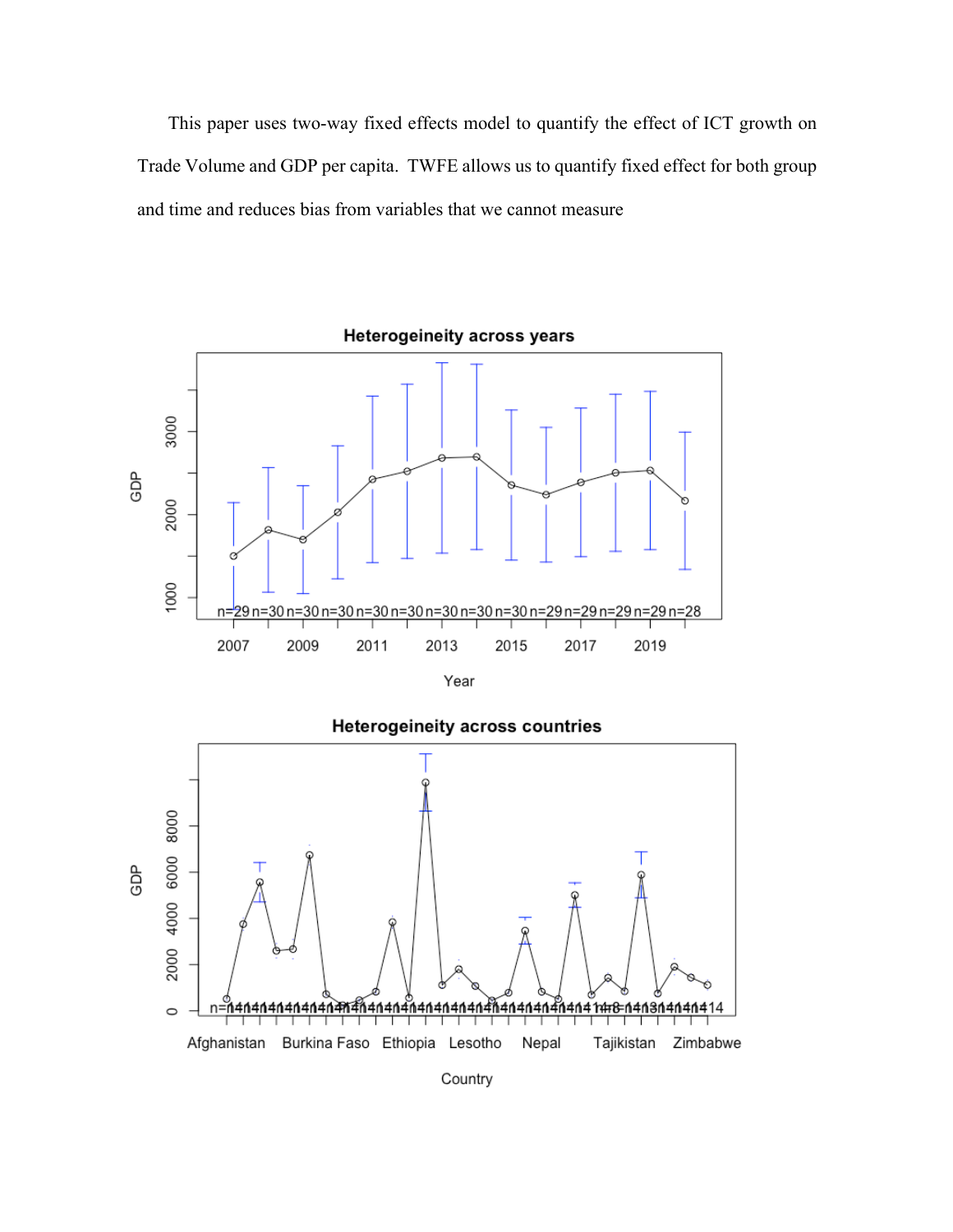This paper uses two-way fixed effects model to quantify the effect of ICT growth on Trade Volume and GDP per capita. TWFE allows us to quantify fixed effect for both group and time and reduces bias from variables that we cannot measure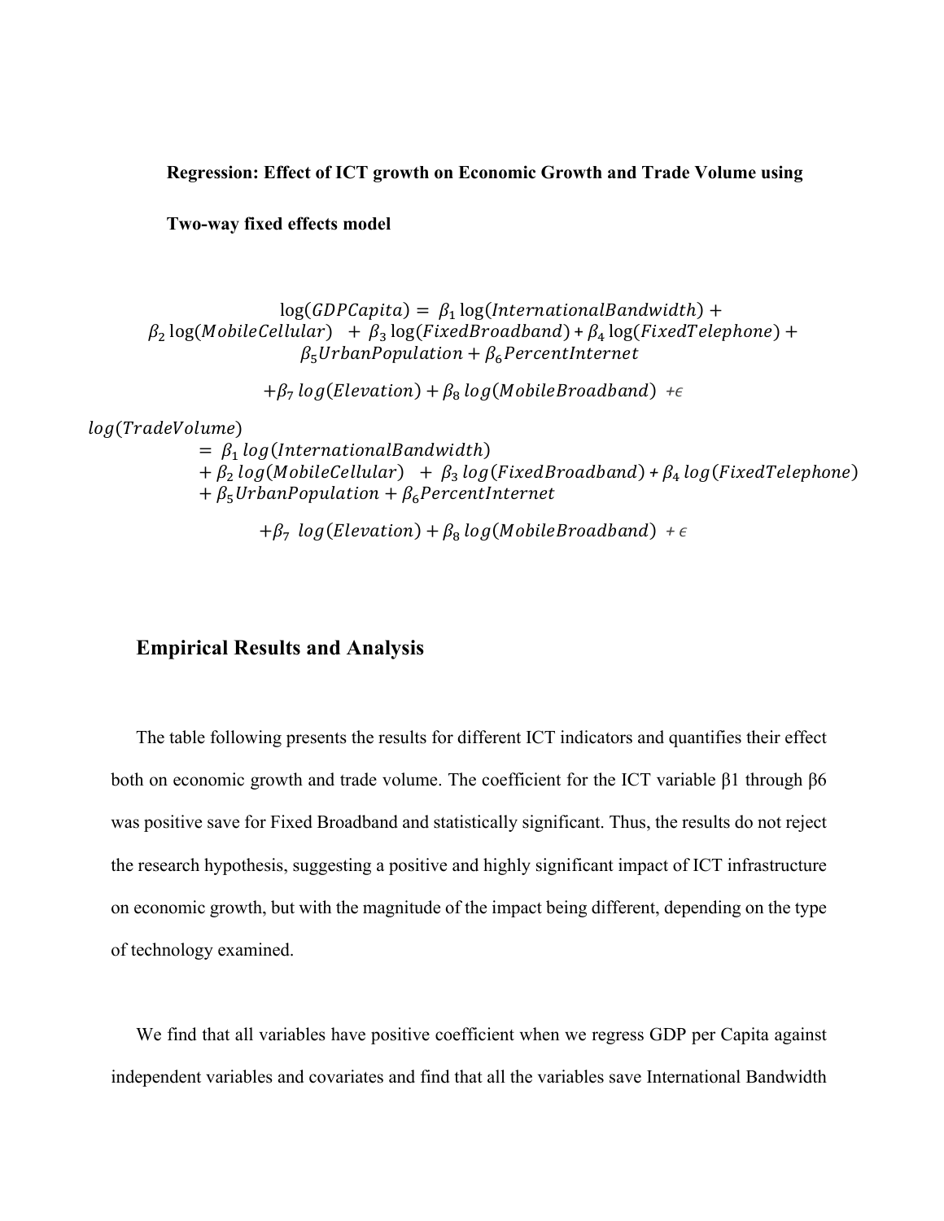**Regression: Effect of ICT growth on Economic Growth and Trade Volume using Two-way fixed effects model**

$$\log(GDPCapita) = \beta_1 \log(InternationalBandwidth) + \beta_2 \log(MobileCellular) + \beta_3 \log(FixedBroadband) + \beta_4 \log(FixedTelephone) + \beta_5 UrbanPopulation + \beta_6 PercentInternet + \beta_7 \log(Elevation) + \beta_8 \log(MobileBroadband) + \epsilon$$

$$\log(TradeVolume) = \beta_1 \log(InternationalBandwidth) + \beta_2 \log(MobileCellular) + \beta_3 \log(FixedBroadband) + \beta_4 \log(FixedTelephone) + \beta_5 UrbanPopulation + \beta_6 PercentInternet + \beta_7 \log(Elevation) + \beta_8 \log(MobileBroadband) + \epsilon$$

## Empirical Results and Analysis

The table following presents the results for different ICT indicators and quantifies their effect both on economic growth and trade volume. The coefficient for the ICT variable $\beta_1$ through $\beta_6$ was positive save for Fixed Broadband and statistically significant. Thus, the results do not reject the research hypothesis, suggesting a positive and highly significant impact of ICT infrastructure on economic growth, but with the magnitude of the impact being different, depending on the type of technology examined.

We find that all variables have positive coefficient when we regress GDP per Capita against independent variables and covariates and find that all the variables save International Bandwidth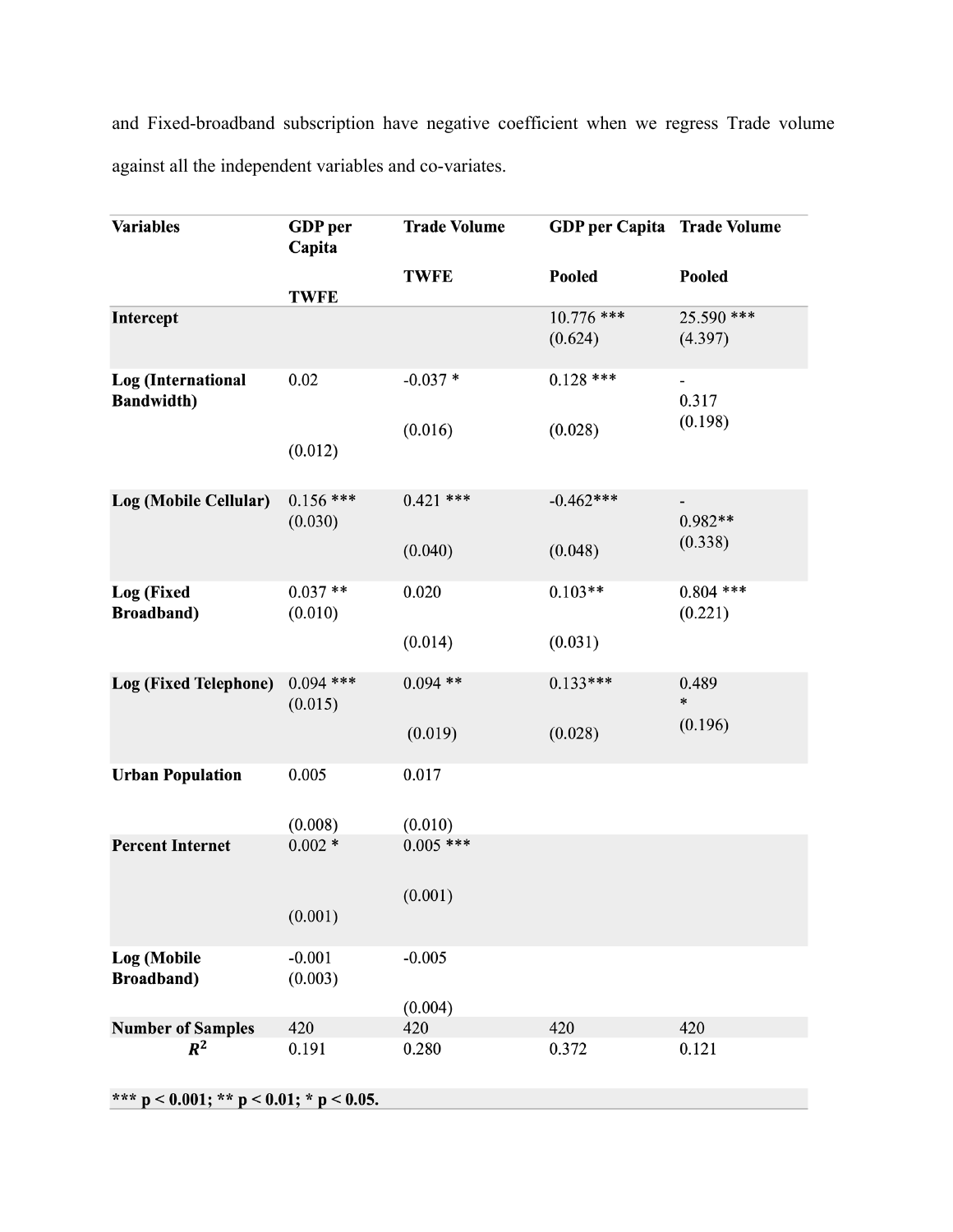and Fixed-broadband subscription have negative coefficient when we regress Trade volume against all the independent variables and co-variates.

| Variables | GDP per Capita | Trade Volume | GDP per Capita | Trade Volume |
|---|---|---|---|---|
| | TWFE | TWFE | Pooled | Pooled |
| **Intercept** | | | 10.776 *** (0.624) | 25.590 *** (4.397) |
| **Log (International Bandwidth)** | 0.02 (0.012) | -0.037 * (0.016) | 0.128 *** (0.028) | -0.317 (0.198) |
| **Log (Mobile Cellular)** | 0.156 *** (0.030) | 0.421 *** (0.040) | -0.462*** (0.048) | -0.982** (0.338) |
| **Log (Fixed Broadband)** | 0.037 ** (0.010) | 0.020 (0.014) | 0.103** (0.031) | 0.804 *** (0.221) |
| **Log (Fixed Telephone)** | 0.094 *** (0.015) | 0.094 ** (0.019) | 0.133*** (0.028) | 0.489 * (0.196) |
| **Urban Population** | 0.005 (0.008) | 0.017 (0.010) | | |
| **Percent Internet** | 0.002 * (0.001) | 0.005 *** (0.001) | | |
| **Log (Mobile Broadband)** | -0.001 (0.003) | -0.005 (0.004) | | |
| **Number of Samples** | 420 | 420 | 420 | 420 |
| $R^2$ | 0.191 | 0.280 | 0.372 | 0.121 |

**\*\*\* p < 0.001; \*\* p < 0.01; \* p < 0.05.**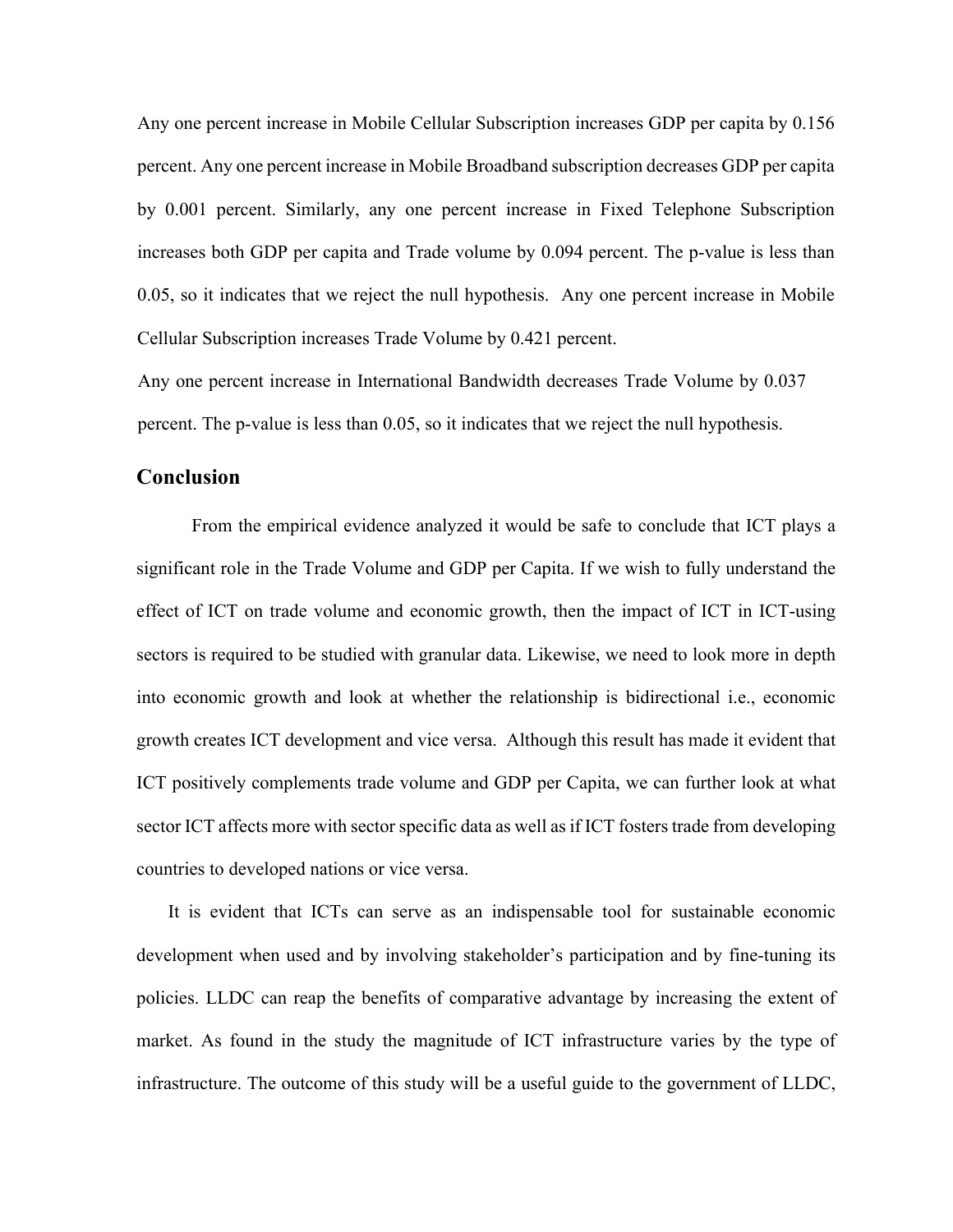Any one percent increase in Mobile Cellular Subscription increases GDP per capita by 0.156 percent. Any one percent increase in Mobile Broadband subscription decreases GDP per capita by 0.001 percent. Similarly, any one percent increase in Fixed Telephone Subscription increases both GDP per capita and Trade volume by 0.094 percent. The p-value is less than 0.05, so it indicates that we reject the null hypothesis. Any one percent increase in Mobile Cellular Subscription increases Trade Volume by 0.421 percent.

Any one percent increase in International Bandwidth decreases Trade Volume by 0.037 percent. The p-value is less than 0.05, so it indicates that we reject the null hypothesis.

## Conclusion

From the empirical evidence analyzed it would be safe to conclude that ICT plays a significant role in the Trade Volume and GDP per Capita. If we wish to fully understand the effect of ICT on trade volume and economic growth, then the impact of ICT in ICT-using sectors is required to be studied with granular data. Likewise, we need to look more in depth into economic growth and look at whether the relationship is bidirectional i.e., economic growth creates ICT development and vice versa. Although this result has made it evident that ICT positively complements trade volume and GDP per Capita, we can further look at what sector ICT affects more with sector specific data as well as if ICT fosters trade from developing countries to developed nations or vice versa.

It is evident that ICTs can serve as an indispensable tool for sustainable economic development when used and by involving stakeholder's participation and by fine-tuning its policies. LLDC can reap the benefits of comparative advantage by increasing the extent of market. As found in the study the magnitude of ICT infrastructure varies by the type of infrastructure. The outcome of this study will be a useful guide to the government of LLDC,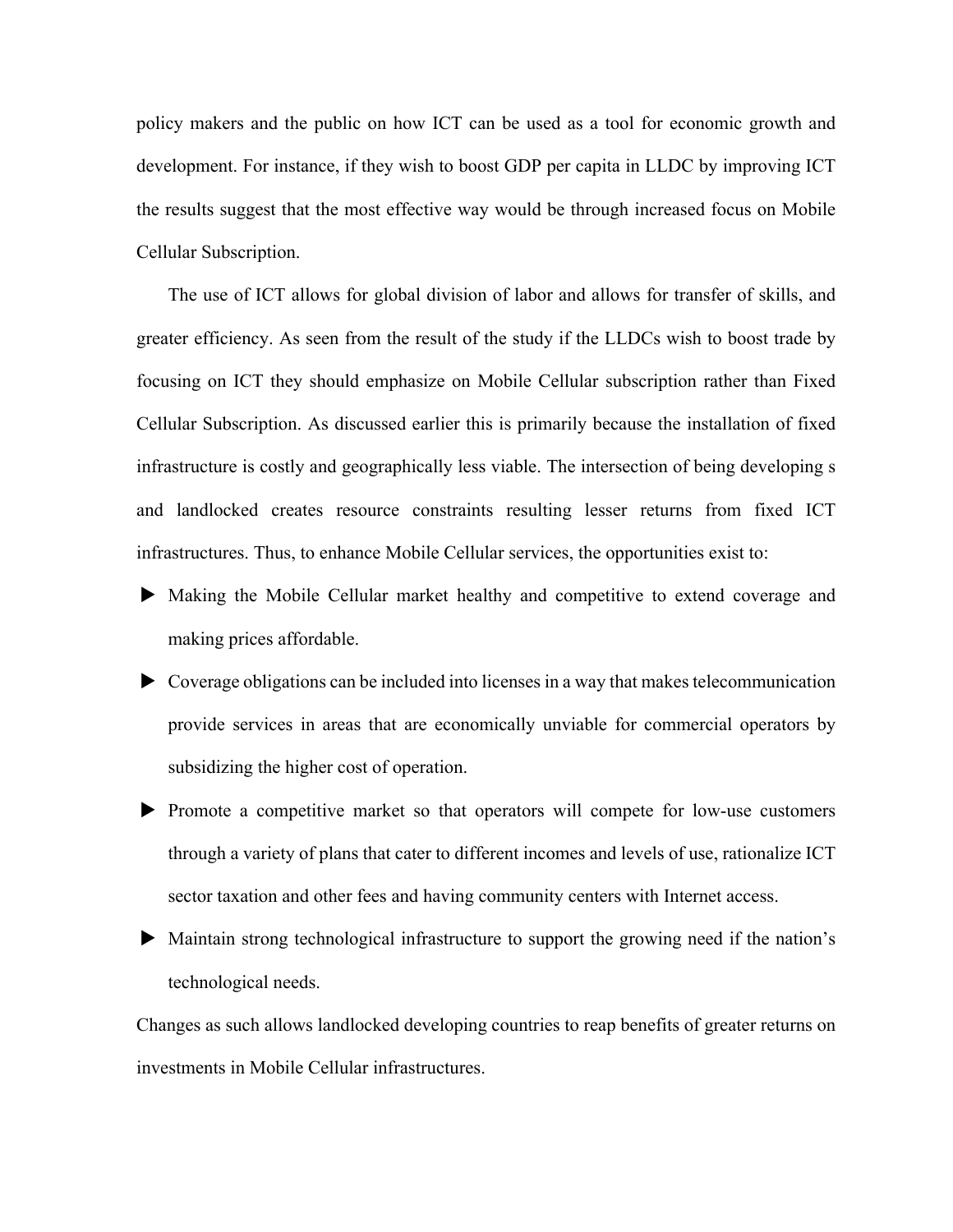policy makers and the public on how ICT can be used as a tool for economic growth and development. For instance, if they wish to boost GDP per capita in LLDC by improving ICT the results suggest that the most effective way would be through increased focus on Mobile Cellular Subscription.

The use of ICT allows for global division of labor and allows for transfer of skills, and greater efficiency. As seen from the result of the study if the LLDCs wish to boost trade by focusing on ICT they should emphasize on Mobile Cellular subscription rather than Fixed Cellular Subscription. As discussed earlier this is primarily because the installation of fixed infrastructure is costly and geographically less viable. The intersection of being developing s and landlocked creates resource constraints resulting lesser returns from fixed ICT infrastructures. Thus, to enhance Mobile Cellular services, the opportunities exist to:

- Making the Mobile Cellular market healthy and competitive to extend coverage and making prices affordable.
- Coverage obligations can be included into licenses in a way that makes telecommunication provide services in areas that are economically unviable for commercial operators by subsidizing the higher cost of operation.
- Promote a competitive market so that operators will compete for low-use customers through a variety of plans that cater to different incomes and levels of use, rationalize ICT sector taxation and other fees and having community centers with Internet access.
- Maintain strong technological infrastructure to support the growing need if the nation's technological needs.

Changes as such allows landlocked developing countries to reap benefits of greater returns on investments in Mobile Cellular infrastructures.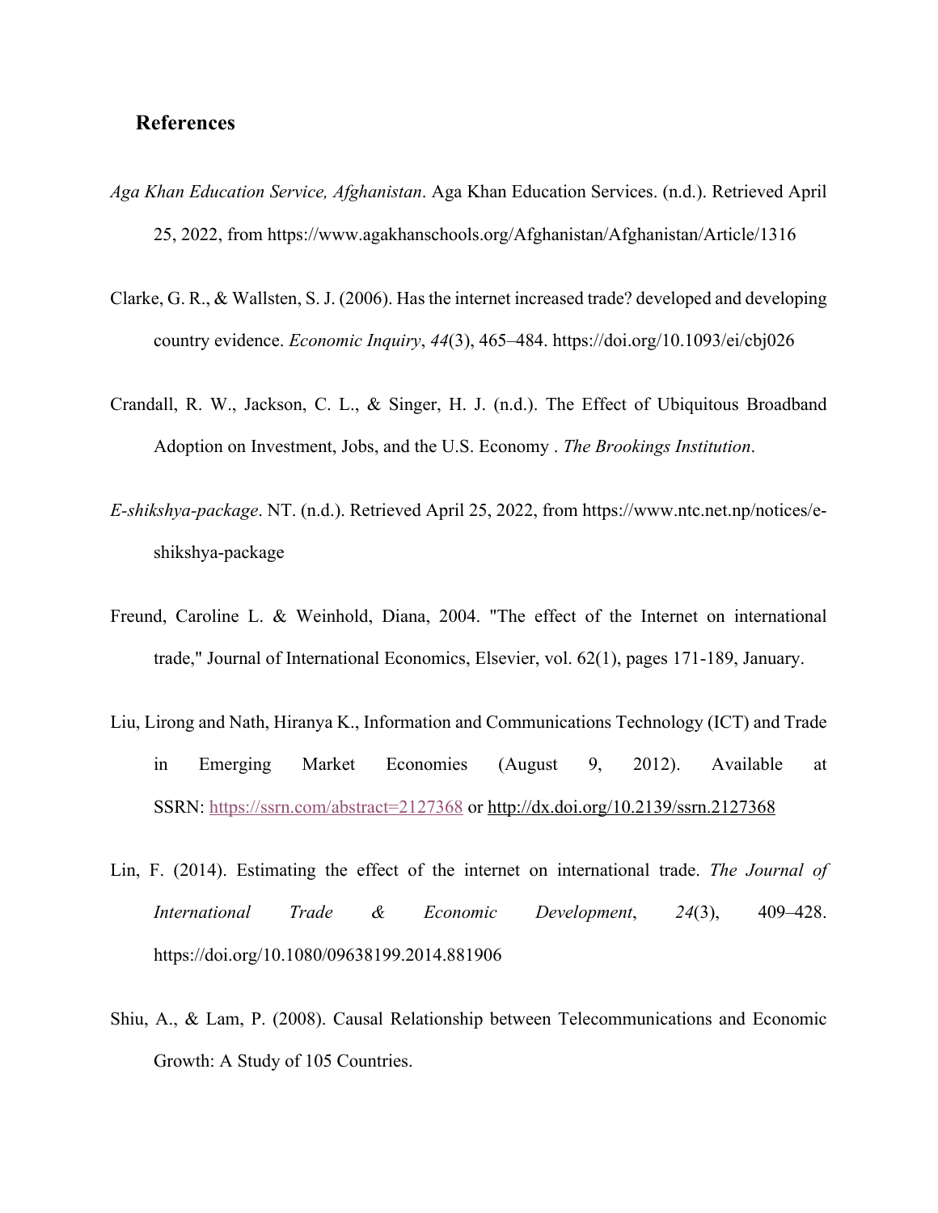## References

*Aga Khan Education Service, Afghanistan*. Aga Khan Education Services. (n.d.). Retrieved April 25, 2022, from https://www.agakhanschools.org/Afghanistan/Afghanistan/Article/1316

Clarke, G. R., & Wallsten, S. J. (2006). Has the internet increased trade? developed and developing country evidence. *Economic Inquiry*, *44*(3), 465–484. https://doi.org/10.1093/ei/cbj026

Crandall, R. W., Jackson, C. L., & Singer, H. J. (n.d.). The Effect of Ubiquitous Broadband Adoption on Investment, Jobs, and the U.S. Economy . *The Brookings Institution*.

*E-shikshya-package*. NT. (n.d.). Retrieved April 25, 2022, from https://www.ntc.net.np/notices/e-shikshya-package

Freund, Caroline L. & Weinhold, Diana, 2004. "The effect of the Internet on international trade," Journal of International Economics, Elsevier, vol. 62(1), pages 171-189, January.

Liu, Lirong and Nath, Hiranya K., Information and Communications Technology (ICT) and Trade in Emerging Market Economies (August 9, 2012). Available at SSRN: https://ssrn.com/abstract=2127368 or http://dx.doi.org/10.2139/ssrn.2127368

Lin, F. (2014). Estimating the effect of the internet on international trade. *The Journal of International Trade & Economic Development*, *24*(3), 409–428. https://doi.org/10.1080/09638199.2014.881906

Shiu, A., & Lam, P. (2008). Causal Relationship between Telecommunications and Economic Growth: A Study of 105 Countries.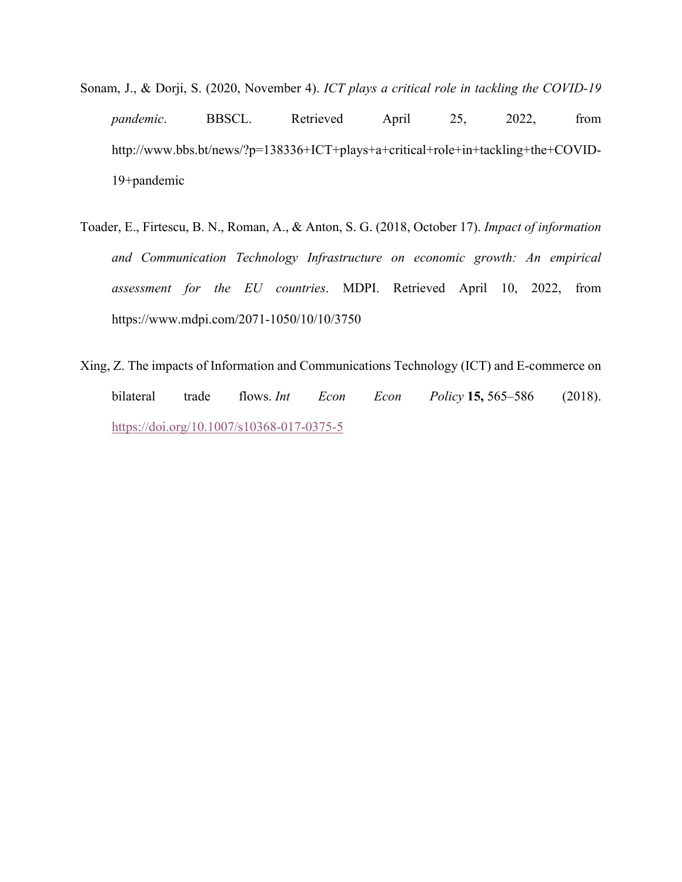Sonam, J., & Dorji, S. (2020, November 4). *ICT plays a critical role in tackling the COVID-19 pandemic*. BBSCL. Retrieved April 25, 2022, from http://www.bbs.bt/news/?p=138336+ICT+plays+a+critical+role+in+tackling+the+COVID-19+pandemic

Toader, E., Firtescu, B. N., Roman, A., & Anton, S. G. (2018, October 17). *Impact of information and Communication Technology Infrastructure on economic growth: An empirical assessment for the EU countries*. MDPI. Retrieved April 10, 2022, from https://www.mdpi.com/2071-1050/10/10/3750

Xing, Z. The impacts of Information and Communications Technology (ICT) and E-commerce on bilateral trade flows. *Int Econ Econ Policy* **15,** 565–586 (2018). https://doi.org/10.1007/s10368-017-0375-5